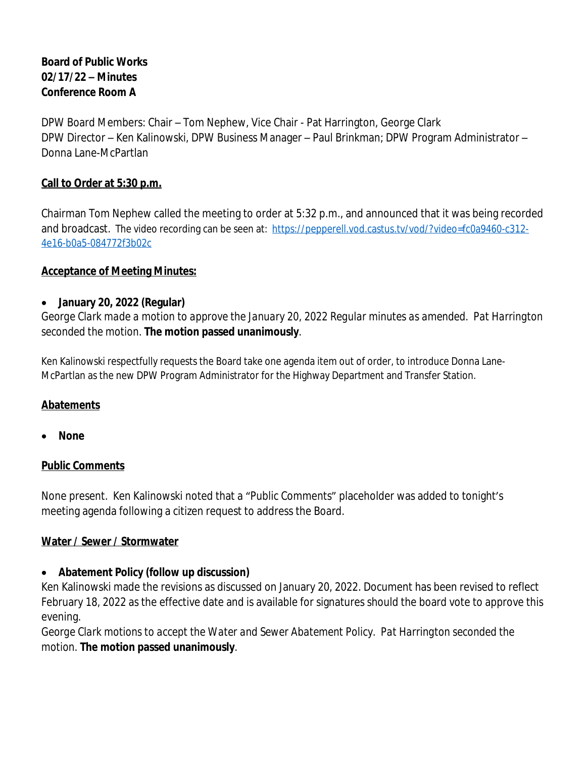**Board of Public Works**
**02/17/22 – Minutes**
**Conference Room A**

DPW Board Members: Chair – Tom Nephew, Vice Chair - Pat Harrington, George Clark
DPW Director – Ken Kalinowski, DPW Business Manager – Paul Brinkman; DPW Program Administrator – Donna Lane-McPartlan

## <u>Call to Order at 5:30 p.m.</u>

Chairman Tom Nephew called the meeting to order at 5:32 p.m., and announced that it was being recorded and broadcast. The video recording can be seen at: [https://pepperell.vod.castus.tv/vod/?video=fc0a9460-c312-4e16-b0a5-084772f3b02c](https://pepperell.vod.castus.tv/vod/?video=fc0a9460-c312-4e16-b0a5-084772f3b02c)

## <u>Acceptance of Meeting Minutes:</u>

- **January 20, 2022 (Regular)**

*George Clark made a motion to approve the January 20, 2022 Regular minutes as amended. Pat Harrington seconded the motion.* **The motion passed unanimously**.

Ken Kalinowski respectfully requests the Board take one agenda item out of order, to introduce Donna Lane-McPartlan as the new DPW Program Administrator for the Highway Department and Transfer Station.

## <u>Abatements</u>

- **None**

## <u>Public Comments</u>

None present. Ken Kalinowski noted that a "Public Comments" placeholder was added to tonight's meeting agenda following a citizen request to address the Board.

## <u>Water / Sewer / Stormwater</u>

- **Abatement Policy (follow up discussion)**

Ken Kalinowski made the revisions as discussed on January 20, 2022. Document has been revised to reflect February 18, 2022 as the effective date and is available for signatures should the board vote to approve this evening.

*George Clark motions to accept the Water and Sewer Abatement Policy. Pat Harrington seconded the motion.* **The motion passed unanimously**.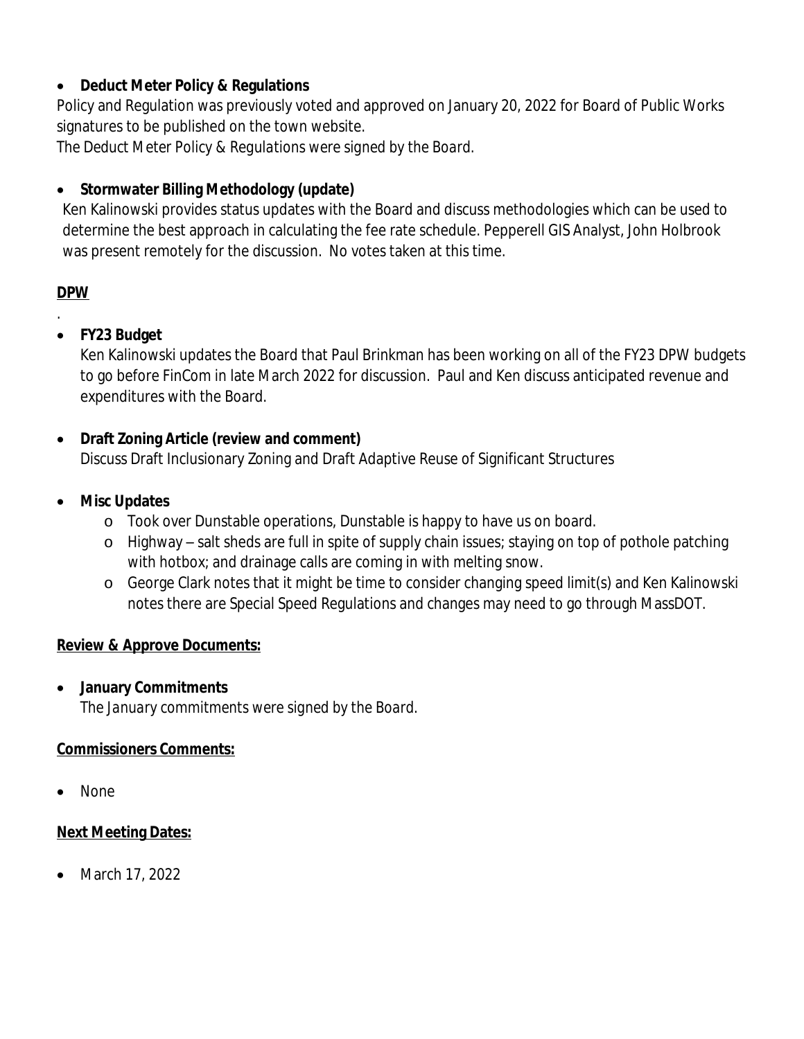- **Deduct Meter Policy & Regulations**

Policy and Regulation was previously voted and approved on January 20, 2022 for Board of Public Works signatures to be published on the town website.

*The Deduct Meter Policy & Regulations were signed by the Board.*

- **Stormwater Billing Methodology (update)**

  Ken Kalinowski provides status updates with the Board and discuss methodologies which can be used to determine the best approach in calculating the fee rate schedule. Pepperell GIS Analyst, John Holbrook was present remotely for the discussion. No votes taken at this time.

**DPW**

.

- **FY23 Budget**

  Ken Kalinowski updates the Board that Paul Brinkman has been working on all of the FY23 DPW budgets to go before FinCom in late March 2022 for discussion. Paul and Ken discuss anticipated revenue and expenditures with the Board.

- **Draft Zoning Article (review and comment)**

  Discuss Draft Inclusionary Zoning and Draft Adaptive Reuse of Significant Structures

- **Misc Updates**
  - Took over Dunstable operations, Dunstable is happy to have us on board.
  - Highway – salt sheds are full in spite of supply chain issues; staying on top of pothole patching with hotbox; and drainage calls are coming in with melting snow.
  - George Clark notes that it might be time to consider changing speed limit(s) and Ken Kalinowski notes there are Special Speed Regulations and changes may need to go through MassDOT.

**Review & Approve Documents:**

- **January Commitments**

  *The January commitments were signed by the Board.*

**Commissioners Comments:**

- None

**Next Meeting Dates:**

- March 17, 2022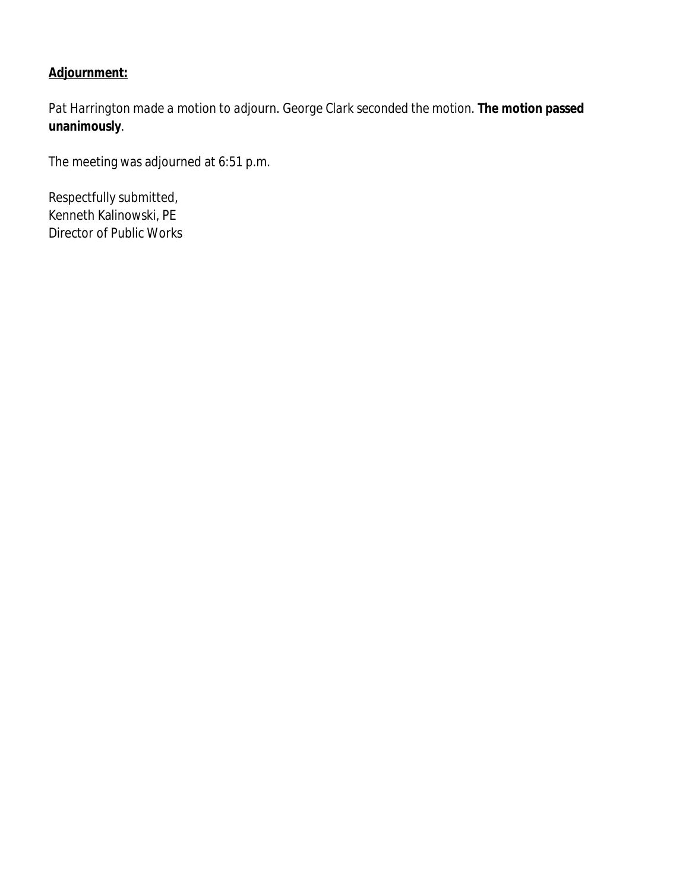**Adjournment:**

Pat Harrington made a motion to adjourn. George Clark seconded the motion. **The motion passed unanimously**.

The meeting was adjourned at 6:51 p.m.

Respectfully submitted,
Kenneth Kalinowski, PE
Director of Public Works